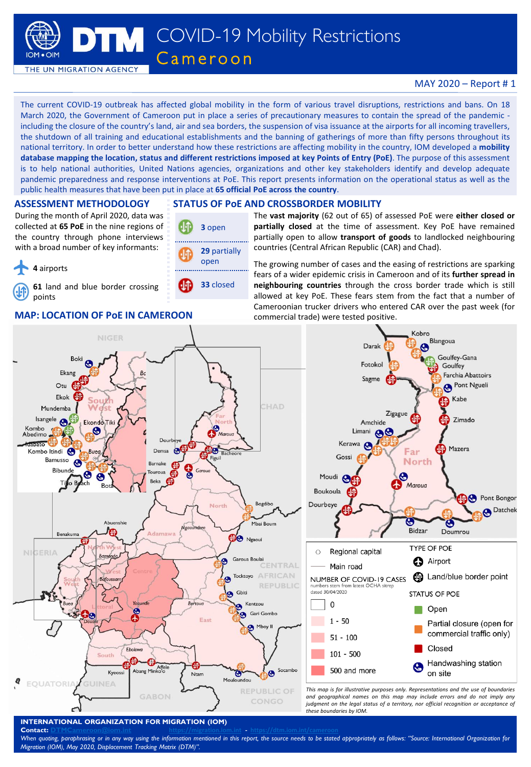# DTM COVID-19 Mobility Restrictions
## Cameroon

IOM • OIM — THE UN MIGRATION AGENCY

MAY 2020 – Report # 1

The current COVID-19 outbreak has affected global mobility in the form of various travel disruptions, restrictions and bans. On 18 March 2020, the Government of Cameroon put in place a series of precautionary measures to contain the spread of the pandemic - including the closure of the country's land, air and sea borders, the suspension of visa issuance at the airports for all incoming travellers, the shutdown of all training and educational establishments and the banning of gatherings of more than fifty persons throughout its national territory. In order to better understand how these restrictions are affecting mobility in the country, IOM developed a **mobility database mapping the location, status and different restrictions imposed at key Points of Entry (PoE)**. The purpose of this assessment is to help national authorities, United Nations agencies, organizations and other key stakeholders identify and develop adequate pandemic preparedness and response interventions at PoE. This report presents information on the operational status as well as the public health measures that have been put in place at **65 official PoE across the country**.

## ASSESSMENT METHODOLOGY

During the month of April 2020, data was collected at **65 PoE** in the nine regions of the country through phone interviews with a broad number of key informants:

- **4** airports
- **61** land and blue border crossing points

## STATUS OF PoE AND CROSSBORDER MOBILITY

- **3** open
- **29** partially open
- **33** closed

The **vast majority** (62 out of 65) of assessed PoE were **either closed or partially closed** at the time of assessment. Key PoE have remained partially open to allow **transport of goods** to landlocked neighbouring countries (Central African Republic (CAR) and Chad).

The growing number of cases and the easing of restrictions are sparking fears of a wider epidemic crisis in Cameroon and of its **further spread in neighbouring countries** through the cross border trade which is still allowed at key PoE. These fears stem from the fact that a number of Cameroonian trucker drivers who entered CAR over the past week (for commercial trade) were tested positive.

## MAP: LOCATION OF PoE IN CAMEROON

Legend:

- Regional capital
- Main road

NUMBER OF COVID-19 CASES (numbers stem from latest OCHA sitrep dated 30/04/2020)
- 0
- 1 - 50
- 51 - 100
- 101 - 500
- 500 and more

TYPE OF POE
- Airport
- Land/blue border point

STATUS OF POE
- Open
- Partial closure (open for commercial traffic only)
- Closed
- Handwashing station on site

*This map is for illustrative purposes only. Representations and the use of boundaries and geographical names on this map may include errors and do not imply any judgment on the legal status of a territory, nor official recognition or acceptance of these boundaries by IOM.*

**INTERNATIONAL ORGANIZATION FOR MIGRATION (IOM)**
**Contact:** DTMCameroon@iom.int https://migration.iom.int - https://dtm.iom.int/cameroon

*When quoting, paraphrasing or in any way using the information mentioned in this report, the source needs to be stated appropriately as follows: "Source: International Organization for Migration (IOM), May 2020, Displacement Tracking Matrix (DTM)".*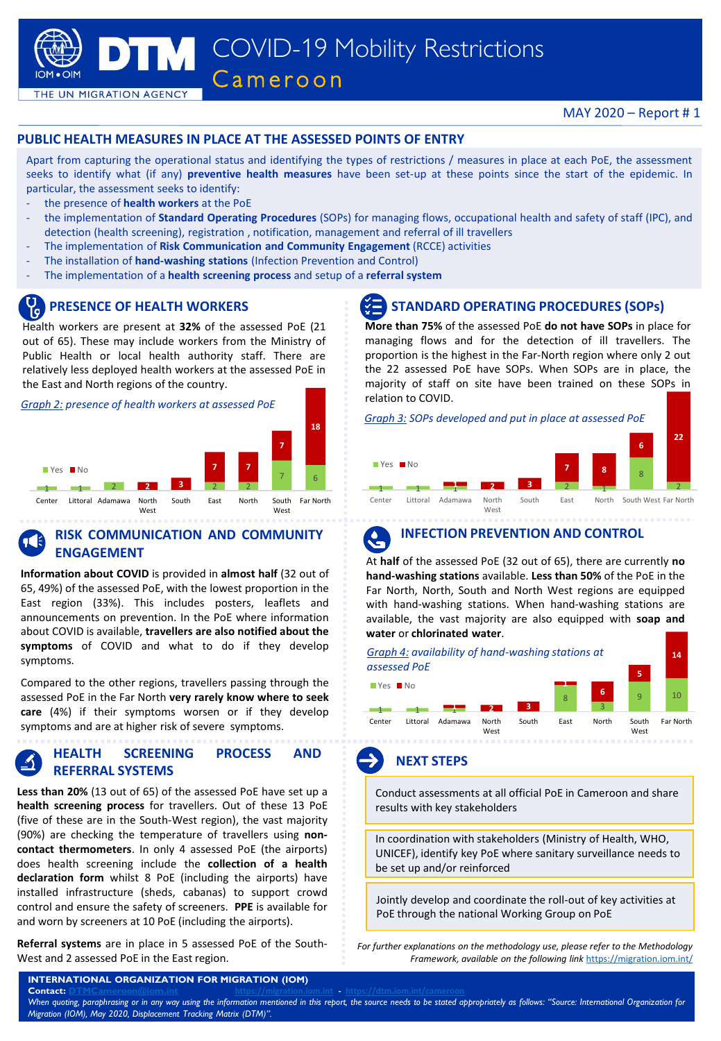# COVID-19 Mobility Restrictions Cameroon

MAY 2020 – Report # 1

## PUBLIC HEALTH MEASURES IN PLACE AT THE ASSESSED POINTS OF ENTRY

Apart from capturing the operational status and identifying the types of restrictions / measures in place at each PoE, the assessment seeks to identify what (if any) **preventive health measures** have been set-up at these points since the start of the epidemic. In particular, the assessment seeks to identify:

- the presence of **health workers** at the PoE
- the implementation of **Standard Operating Procedures** (SOPs) for managing flows, occupational health and safety of staff (IPC), and detection (health screening), registration , notification, management and referral of ill travellers
- The implementation of **Risk Communication and Community Engagement** (RCCE) activities
- The installation of **hand-washing stations** (Infection Prevention and Control)
- The implementation of a **health screening process** and setup of a **referral system**

### PRESENCE OF HEALTH WORKERS

Health workers are present at **32%** of the assessed PoE (21 out of 65). These may include workers from the Ministry of Public Health or local health authority staff. There are relatively less deployed health workers at the assessed PoE in the East and North regions of the country.

*Graph 2: presence of health workers at assessed PoE*

Yes No

1 1 2 2 3 2 7 2 7 7 7 6 18

Center, Littoral, Adamawa, North West, South, East, North, South West, Far North

### STANDARD OPERATING PROCEDURES (SOPs)

**More than 75%** of the assessed PoE **do not have SOPs** in place for managing flows and for the detection of ill travellers. The proportion is the highest in the Far-North region where only 2 out the 22 assessed PoE have SOPs. When SOPs are in place, the majority of staff on site have been trained on these SOPs in relation to COVID.

*Graph 3: SOPs developed and put in place at assessed PoE*

Yes No

1 1 1 1 2 3 2 7 1 8 8 6 2 22

Center, Littoral, Adamawa, North West, South, East, North, South West, Far North

### RISK COMMUNICATION AND COMMUNITY ENGAGEMENT

**Information about COVID** is provided in **almost half** (32 out of 65, 49%) of the assessed PoE, with the lowest proportion in the East region (33%). This includes posters, leaflets and announcements on prevention. In the PoE where information about COVID is available, **travellers are also notified about the symptoms** of COVID and what to do if they develop symptoms.

Compared to the other regions, travellers passing through the assessed PoE in the Far North **very rarely know where to seek care** (4%) if their symptoms worsen or if they develop symptoms and are at higher risk of severe symptoms.

### INFECTION PREVENTION AND CONTROL

At **half** of the assessed PoE (32 out of 65), there are currently **no hand-washing stations** available. **Less than 50%** of the PoE in the Far North, North, South and North West regions are equipped with hand-washing stations. When hand-washing stations are available, the vast majority are also equipped with **soap and water** or **chlorinated water**.

*Graph 4: availability of hand-washing stations at assessed PoE*

Yes No

1 1 1 2 3 8 1 3 6 9 5 10 14

Center, Littoral, Adamawa, North West, South, East, North, South West, Far North

### HEALTH SCREENING PROCESS AND REFERRAL SYSTEMS

**Less than 20%** (13 out of 65) of the assessed PoE have set up a **health screening process** for travellers. Out of these 13 PoE (five of these are in the South-West region), the vast majority (90%) are checking the temperature of travellers using **non-contact thermometers**. In only 4 assessed PoE (the airports) does health screening include the **collection of a health declaration form** whilst 8 PoE (including the airports) have installed infrastructure (sheds, cabanas) to support crowd control and ensure the safety of screeners. **PPE** is available for and worn by screeners at 10 PoE (including the airports).

**Referral systems** are in place in 5 assessed PoE of the South-West and 2 assessed PoE in the East region.

### NEXT STEPS

Conduct assessments at all official PoE in Cameroon and share results with key stakeholders

In coordination with stakeholders (Ministry of Health, WHO, UNICEF), identify key PoE where sanitary surveillance needs to be set up and/or reinforced

Jointly develop and coordinate the roll-out of key activities at PoE through the national Working Group on PoE

*For further explanations on the methodology use, please refer to the Methodology Framework, available on the following link* https://migration.iom.int/

**INTERNATIONAL ORGANIZATION FOR MIGRATION (IOM)**
**Contact:** DTMCameroon@iom.int https://migration.iom.int - https://dtm.iom.int/cameroon

*When quoting, paraphrasing or in any way using the information mentioned in this report, the source needs to be stated appropriately as follows: "Source: International Organization for Migration (IOM), May 2020, Displacement Tracking Matrix (DTM)".*